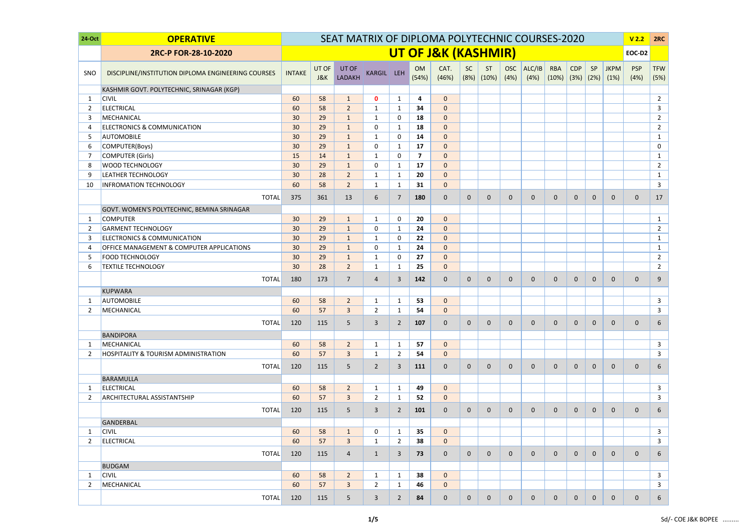| 24-Oct | OPERATIVE | SEAT MATRIX OF DIPLOMA POLYTECHNIC COURSES-2020 | | | | | | | | | | | | | | | | V 2.2 | 2RC |
|---|---|---|---|---|---|---|---|---|---|---|---|---|---|---|---|---|---|---|---|
| | 2RC-P FOR-28-10-2020 | UT OF J&K (KASHMIR) | | | | | | | | | | | | | | | | EOC-D2 | |
| SNO | DISCIPLINE/INSTITUTION DIPLOMA ENGINEERING COURSES | INTAKE | UT OF J&K | UT OF LADAKH | KARGIL | LEH | OM (54%) | CAT. (46%) | SC (8%) | ST (10%) | OSC (4%) | ALC/IB (4%) | RBA (10%) | CDP (3%) | SP (2%) | JKPM (1%) | PSP (4%) | TFW (5%) | |
| | KASHMIR GOVT. POLYTECHNIC, SRINAGAR (KGP) | | | | | | | | | | | | | | | | | | |
| 1 | CIVIL | 60 | 58 | 1 | 0 | 1 | 4 | 0 | | | | | | | | | | 2 | |
| 2 | ELECTRICAL | 60 | 58 | 2 | 1 | 1 | 34 | 0 | | | | | | | | | | 3 | |
| 3 | MECHANICAL | 30 | 29 | 1 | 1 | 0 | 18 | 0 | | | | | | | | | | 2 | |
| 4 | ELECTRONICS & COMMUNICATION | 30 | 29 | 1 | 0 | 1 | 18 | 0 | | | | | | | | | | 2 | |
| 5 | AUTOMOBILE | 30 | 29 | 1 | 1 | 0 | 14 | 0 | | | | | | | | | | 1 | |
| 6 | COMPUTER(Boys) | 30 | 29 | 1 | 0 | 1 | 17 | 0 | | | | | | | | | | 0 | |
| 7 | COMPUTER (Girls) | 15 | 14 | 1 | 1 | 0 | 7 | 0 | | | | | | | | | | 1 | |
| 8 | WOOD TECHNOLOGY | 30 | 29 | 1 | 0 | 1 | 17 | 0 | | | | | | | | | | 2 | |
| 9 | LEATHER TECHNOLOGY | 30 | 28 | 2 | 1 | 1 | 20 | 0 | | | | | | | | | | 1 | |
| 10 | INFROMATION TECHNOLOGY | 60 | 58 | 2 | 1 | 1 | 31 | 0 | | | | | | | | | | 3 | |
| | TOTAL | 375 | 361 | 13 | 6 | 7 | 180 | 0 | 0 | 0 | 0 | 0 | 0 | 0 | 0 | 0 | 0 | 17 | |
| | GOVT. WOMEN'S POLYTECHNIC, BEMINA SRINAGAR | | | | | | | | | | | | | | | | | | |
| 1 | COMPUTER | 30 | 29 | 1 | 1 | 0 | 20 | 0 | | | | | | | | | | 1 | |
| 2 | GARMENT TECHNOLOGY | 30 | 29 | 1 | 0 | 1 | 24 | 0 | | | | | | | | | | 2 | |
| 3 | ELECTRONICS & COMMUNICATION | 30 | 29 | 1 | 1 | 0 | 22 | 0 | | | | | | | | | | 1 | |
| 4 | OFFICE MANAGEMENT & COMPUTER APPLICATIONS | 30 | 29 | 1 | 0 | 1 | 24 | 0 | | | | | | | | | | 1 | |
| 5 | FOOD TECHNOLOGY | 30 | 29 | 1 | 1 | 0 | 27 | 0 | | | | | | | | | | 2 | |
| 6 | TEXTILE TECHNOLOGY | 30 | 28 | 2 | 1 | 1 | 25 | 0 | | | | | | | | | | 2 | |
| | TOTAL | 180 | 173 | 7 | 4 | 3 | 142 | 0 | 0 | 0 | 0 | 0 | 0 | 0 | 0 | 0 | 0 | 9 | |
| | KUPWARA | | | | | | | | | | | | | | | | | | |
| 1 | AUTOMOBILE | 60 | 58 | 2 | 1 | 1 | 53 | 0 | | | | | | | | | | 3 | |
| 2 | MECHANICAL | 60 | 57 | 3 | 2 | 1 | 54 | 0 | | | | | | | | | | 3 | |
| | TOTAL | 120 | 115 | 5 | 3 | 2 | 107 | 0 | 0 | 0 | 0 | 0 | 0 | 0 | 0 | 0 | 0 | 6 | |
| | BANDIPORA | | | | | | | | | | | | | | | | | | |
| 1 | MECHANICAL | 60 | 58 | 2 | 1 | 1 | 57 | 0 | | | | | | | | | | 3 | |
| 2 | HOSPITALITY & TOURISM ADMINISTRATION | 60 | 57 | 3 | 1 | 2 | 54 | 0 | | | | | | | | | | 3 | |
| | TOTAL | 120 | 115 | 5 | 2 | 3 | 111 | 0 | 0 | 0 | 0 | 0 | 0 | 0 | 0 | 0 | 0 | 6 | |
| | BARAMULLA | | | | | | | | | | | | | | | | | | |
| 1 | ELECTRICAL | 60 | 58 | 2 | 1 | 1 | 49 | 0 | | | | | | | | | | 3 | |
| 2 | ARCHITECTURAL ASSISTANTSHIP | 60 | 57 | 3 | 2 | 1 | 52 | 0 | | | | | | | | | | 3 | |
| | TOTAL | 120 | 115 | 5 | 3 | 2 | 101 | 0 | 0 | 0 | 0 | 0 | 0 | 0 | 0 | 0 | 0 | 6 | |
| | GANDERBAL | | | | | | | | | | | | | | | | | | |
| 1 | CIVIL | 60 | 58 | 1 | 0 | 1 | 35 | 0 | | | | | | | | | | 3 | |
| 2 | ELECTRICAL | 60 | 57 | 3 | 1 | 2 | 38 | 0 | | | | | | | | | | 3 | |
| | TOTAL | 120 | 115 | 4 | 1 | 3 | 73 | 0 | 0 | 0 | 0 | 0 | 0 | 0 | 0 | 0 | 0 | 6 | |
| | BUDGAM | | | | | | | | | | | | | | | | | | |
| 1 | CIVIL | 60 | 58 | 2 | 1 | 1 | 38 | 0 | | | | | | | | | | 3 | |
| 2 | MECHANICAL | 60 | 57 | 3 | 2 | 1 | 46 | 0 | | | | | | | | | | 3 | |
| | TOTAL | 120 | 115 | 5 | 3 | 2 | 84 | 0 | 0 | 0 | 0 | 0 | 0 | 0 | 0 | 0 | 0 | 6 | |

Sd/- COE J&K BOPEE .........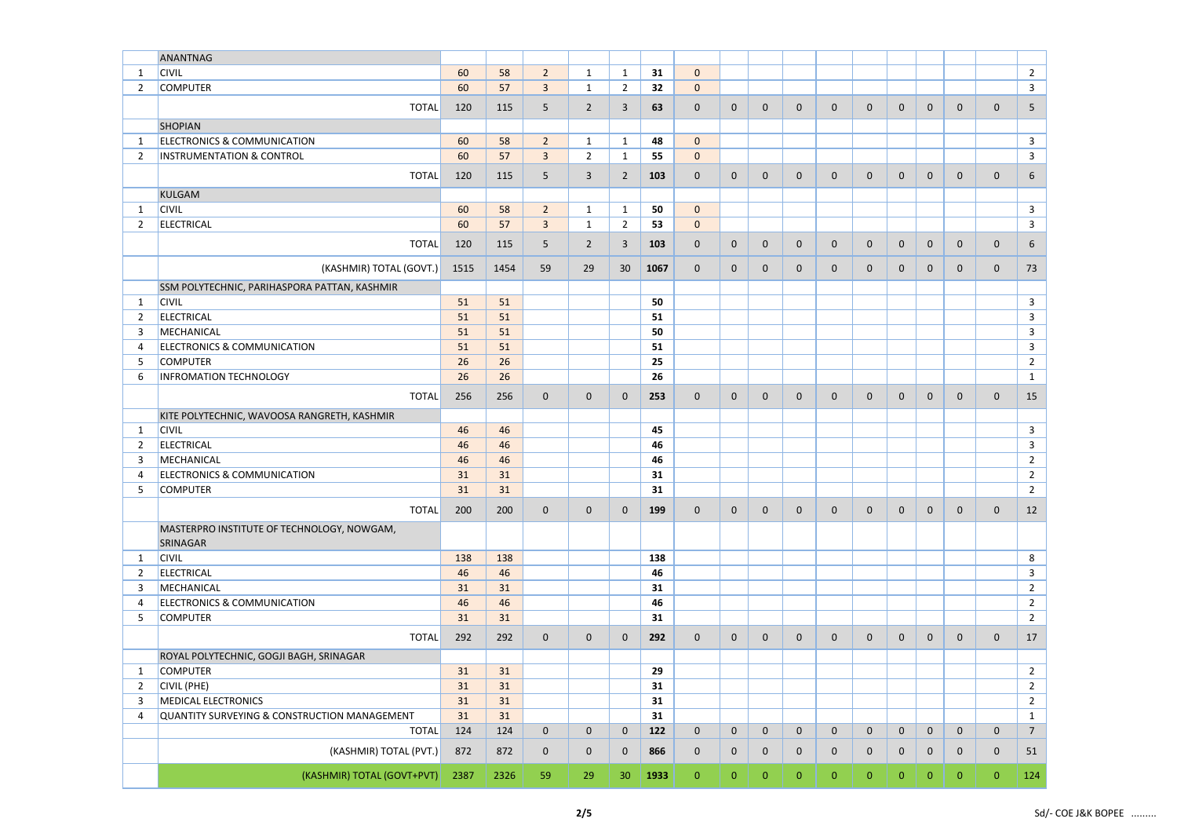| | | | | | | | | | | | | | | | | | | |
|---|---|---|---|---|---|---|---|---|---|---|---|---|---|---|---|---|---|---|
| | ANANTNAG | | | | | | | | | | | | | | | | | |
| 1 | CIVIL | 60 | 58 | 2 | 1 | 1 | 31 | 0 | | | | | | | | | | 2 |
| 2 | COMPUTER | 60 | 57 | 3 | 1 | 2 | 32 | 0 | | | | | | | | | | 3 |
| | TOTAL | 120 | 115 | 5 | 2 | 3 | 63 | 0 | 0 | 0 | 0 | 0 | 0 | 0 | 0 | 0 | 0 | 5 |
| | SHOPIAN | | | | | | | | | | | | | | | | | |
| 1 | ELECTRONICS & COMMUNICATION | 60 | 58 | 2 | 1 | 1 | 48 | 0 | | | | | | | | | | 3 |
| 2 | INSTRUMENTATION & CONTROL | 60 | 57 | 3 | 2 | 1 | 55 | 0 | | | | | | | | | | 3 |
| | TOTAL | 120 | 115 | 5 | 3 | 2 | 103 | 0 | 0 | 0 | 0 | 0 | 0 | 0 | 0 | 0 | 0 | 6 |
| | KULGAM | | | | | | | | | | | | | | | | | |
| 1 | CIVIL | 60 | 58 | 2 | 1 | 1 | 50 | 0 | | | | | | | | | | 3 |
| 2 | ELECTRICAL | 60 | 57 | 3 | 1 | 2 | 53 | 0 | | | | | | | | | | 3 |
| | TOTAL | 120 | 115 | 5 | 2 | 3 | 103 | 0 | 0 | 0 | 0 | 0 | 0 | 0 | 0 | 0 | 0 | 6 |
| | (KASHMIR) TOTAL (GOVT.) | 1515 | 1454 | 59 | 29 | 30 | 1067 | 0 | 0 | 0 | 0 | 0 | 0 | 0 | 0 | 0 | 0 | 73 |
| | SSM POLYTECHNIC, PARIHASPORA PATTAN, KASHMIR | | | | | | | | | | | | | | | | | |
| 1 | CIVIL | 51 | 51 | | | | 50 | | | | | | | | | | | 3 |
| 2 | ELECTRICAL | 51 | 51 | | | | 51 | | | | | | | | | | | 3 |
| 3 | MECHANICAL | 51 | 51 | | | | 50 | | | | | | | | | | | 3 |
| 4 | ELECTRONICS & COMMUNICATION | 51 | 51 | | | | 51 | | | | | | | | | | | 3 |
| 5 | COMPUTER | 26 | 26 | | | | 25 | | | | | | | | | | | 2 |
| 6 | INFROMATION TECHNOLOGY | 26 | 26 | | | | 26 | | | | | | | | | | | 1 |
| | TOTAL | 256 | 256 | 0 | 0 | 0 | 253 | 0 | 0 | 0 | 0 | 0 | 0 | 0 | 0 | 0 | 0 | 15 |
| | KITE POLYTECHNIC, WAVOOSA RANGRETH, KASHMIR | | | | | | | | | | | | | | | | | |
| 1 | CIVIL | 46 | 46 | | | | 45 | | | | | | | | | | | 3 |
| 2 | ELECTRICAL | 46 | 46 | | | | 46 | | | | | | | | | | | 3 |
| 3 | MECHANICAL | 46 | 46 | | | | 46 | | | | | | | | | | | 2 |
| 4 | ELECTRONICS & COMMUNICATION | 31 | 31 | | | | 31 | | | | | | | | | | | 2 |
| 5 | COMPUTER | 31 | 31 | | | | 31 | | | | | | | | | | | 2 |
| | TOTAL | 200 | 200 | 0 | 0 | 0 | 199 | 0 | 0 | 0 | 0 | 0 | 0 | 0 | 0 | 0 | 0 | 12 |
| | MASTERPRO INSTITUTE OF TECHNOLOGY, NOWGAM, SRINAGAR | | | | | | | | | | | | | | | | | |
| 1 | CIVIL | 138 | 138 | | | | 138 | | | | | | | | | | | 8 |
| 2 | ELECTRICAL | 46 | 46 | | | | 46 | | | | | | | | | | | 3 |
| 3 | MECHANICAL | 31 | 31 | | | | 31 | | | | | | | | | | | 2 |
| 4 | ELECTRONICS & COMMUNICATION | 46 | 46 | | | | 46 | | | | | | | | | | | 2 |
| 5 | COMPUTER | 31 | 31 | | | | 31 | | | | | | | | | | | 2 |
| | TOTAL | 292 | 292 | 0 | 0 | 0 | 292 | 0 | 0 | 0 | 0 | 0 | 0 | 0 | 0 | 0 | 0 | 17 |
| | ROYAL POLYTECHNIC, GOGJI BAGH, SRINAGAR | | | | | | | | | | | | | | | | | |
| 1 | COMPUTER | 31 | 31 | | | | 29 | | | | | | | | | | | 2 |
| 2 | CIVIL (PHE) | 31 | 31 | | | | 31 | | | | | | | | | | | 2 |
| 3 | MEDICAL ELECTRONICS | 31 | 31 | | | | 31 | | | | | | | | | | | 2 |
| 4 | QUANTITY SURVEYING & CONSTRUCTION MANAGEMENT | 31 | 31 | | | | 31 | | | | | | | | | | | 1 |
| | TOTAL | 124 | 124 | 0 | 0 | 0 | 122 | 0 | 0 | 0 | 0 | 0 | 0 | 0 | 0 | 0 | 0 | 7 |
| | (KASHMIR) TOTAL (PVT.) | 872 | 872 | 0 | 0 | 0 | 866 | 0 | 0 | 0 | 0 | 0 | 0 | 0 | 0 | 0 | 0 | 51 |
| | (KASHMIR) TOTAL (GOVT+PVT) | 2387 | 2326 | 59 | 29 | 30 | 1933 | 0 | 0 | 0 | 0 | 0 | 0 | 0 | 0 | 0 | 0 | 124 |

Sd/- COE J&K BOPEE .........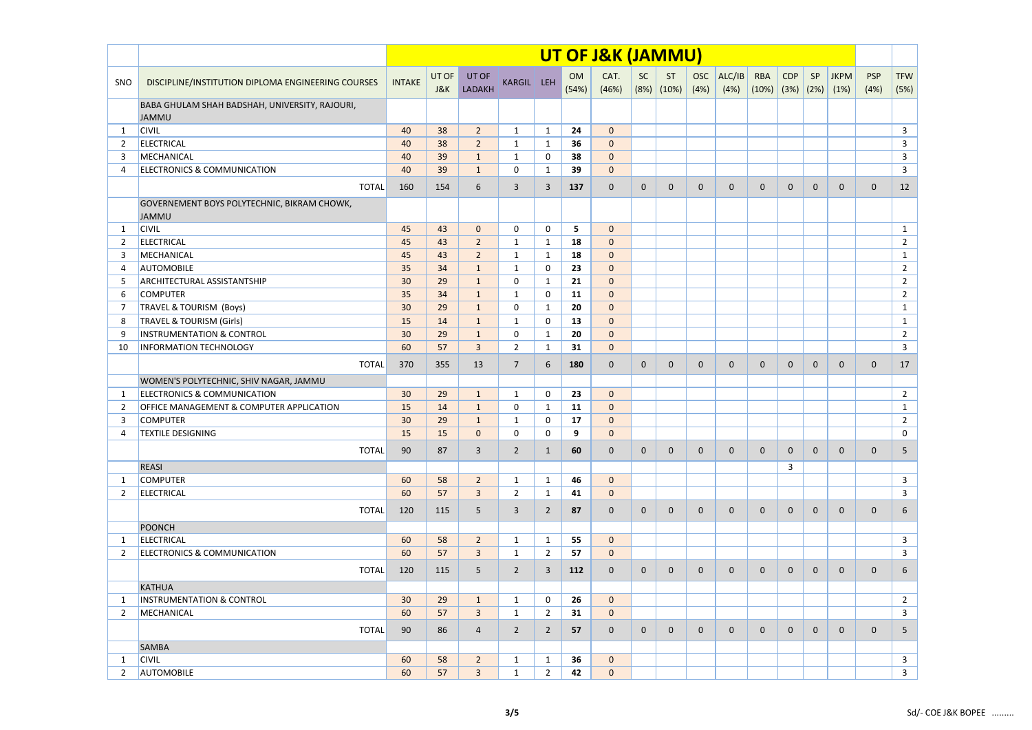| | | UT OF J&K (JAMMU) | | | | | | | | | | | | | | | | |
|---|---|---|---|---|---|---|---|---|---|---|---|---|---|---|---|---|---|---|
| SNO | DISCIPLINE/INSTITUTION DIPLOMA ENGINEERING COURSES | INTAKE | UT OF J&K | UT OF LADAKH | KARGIL | LEH | OM (54%) | CAT. (46%) | SC (8%) | ST (10%) | OSC (4%) | ALC/IB (4%) | RBA (10%) | CDP (3%) | SP (2%) | JKPM (1%) | PSP (4%) | TFW (5%) |
| | BABA GHULAM SHAH BADSHAH, UNIVERSITY, RAJOURI, JAMMU | | | | | | | | | | | | | | | | | |
| 1 | CIVIL | 40 | 38 | 2 | 1 | 1 | 24 | 0 | | | | | | | | | | 3 |
| 2 | ELECTRICAL | 40 | 38 | 2 | 1 | 1 | 36 | 0 | | | | | | | | | | 3 |
| 3 | MECHANICAL | 40 | 39 | 1 | 1 | 0 | 38 | 0 | | | | | | | | | | 3 |
| 4 | ELECTRONICS & COMMUNICATION | 40 | 39 | 1 | 0 | 1 | 39 | 0 | | | | | | | | | | 3 |
| | TOTAL | 160 | 154 | 6 | 3 | 3 | 137 | 0 | 0 | 0 | 0 | 0 | 0 | 0 | 0 | 0 | 0 | 12 |
| | GOVERNEMENT BOYS POLYTECHNIC, BIKRAM CHOWK, JAMMU | | | | | | | | | | | | | | | | | |
| 1 | CIVIL | 45 | 43 | 0 | 0 | 0 | 5 | 0 | | | | | | | | | | 1 |
| 2 | ELECTRICAL | 45 | 43 | 2 | 1 | 1 | 18 | 0 | | | | | | | | | | 2 |
| 3 | MECHANICAL | 45 | 43 | 2 | 1 | 1 | 18 | 0 | | | | | | | | | | 1 |
| 4 | AUTOMOBILE | 35 | 34 | 1 | 1 | 0 | 23 | 0 | | | | | | | | | | 2 |
| 5 | ARCHITECTURAL ASSISTANTSHIP | 30 | 29 | 1 | 0 | 1 | 21 | 0 | | | | | | | | | | 2 |
| 6 | COMPUTER | 35 | 34 | 1 | 1 | 0 | 11 | 0 | | | | | | | | | | 2 |
| 7 | TRAVEL & TOURISM (Boys) | 30 | 29 | 1 | 0 | 1 | 20 | 0 | | | | | | | | | | 1 |
| 8 | TRAVEL & TOURISM (Girls) | 15 | 14 | 1 | 1 | 0 | 13 | 0 | | | | | | | | | | 1 |
| 9 | INSTRUMENTATION & CONTROL | 30 | 29 | 1 | 0 | 1 | 20 | 0 | | | | | | | | | | 2 |
| 10 | INFORMATION TECHNOLOGY | 60 | 57 | 3 | 2 | 1 | 31 | 0 | | | | | | | | | | 3 |
| | TOTAL | 370 | 355 | 13 | 7 | 6 | 180 | 0 | 0 | 0 | 0 | 0 | 0 | 0 | 0 | 0 | 0 | 17 |
| | WOMEN'S POLYTECHNIC, SHIV NAGAR, JAMMU | | | | | | | | | | | | | | | | | |
| 1 | ELECTRONICS & COMMUNICATION | 30 | 29 | 1 | 1 | 0 | 23 | 0 | | | | | | | | | | 2 |
| 2 | OFFICE MANAGEMENT & COMPUTER APPLICATION | 15 | 14 | 1 | 0 | 1 | 11 | 0 | | | | | | | | | | 1 |
| 3 | COMPUTER | 30 | 29 | 1 | 1 | 0 | 17 | 0 | | | | | | | | | | 2 |
| 4 | TEXTILE DESIGNING | 15 | 15 | 0 | 0 | 0 | 9 | 0 | | | | | | | | | | 0 |
| | TOTAL | 90 | 87 | 3 | 2 | 1 | 60 | 0 | 0 | 0 | 0 | 0 | 0 | 0 | 0 | 0 | 0 | 5 |
| | REASI | | | | | | | | | | | | | 3 | | | | |
| 1 | COMPUTER | 60 | 58 | 2 | 1 | 1 | 46 | 0 | | | | | | | | | | 3 |
| 2 | ELECTRICAL | 60 | 57 | 3 | 2 | 1 | 41 | 0 | | | | | | | | | | 3 |
| | TOTAL | 120 | 115 | 5 | 3 | 2 | 87 | 0 | 0 | 0 | 0 | 0 | 0 | 0 | 0 | 0 | 0 | 6 |
| | POONCH | | | | | | | | | | | | | | | | | |
| 1 | ELECTRICAL | 60 | 58 | 2 | 1 | 1 | 55 | 0 | | | | | | | | | | 3 |
| 2 | ELECTRONICS & COMMUNICATION | 60 | 57 | 3 | 1 | 2 | 57 | 0 | | | | | | | | | | 3 |
| | TOTAL | 120 | 115 | 5 | 2 | 3 | 112 | 0 | 0 | 0 | 0 | 0 | 0 | 0 | 0 | 0 | 0 | 6 |
| | KATHUA | | | | | | | | | | | | | | | | | |
| 1 | INSTRUMENTATION & CONTROL | 30 | 29 | 1 | 1 | 0 | 26 | 0 | | | | | | | | | | 2 |
| 2 | MECHANICAL | 60 | 57 | 3 | 1 | 2 | 31 | 0 | | | | | | | | | | 3 |
| | TOTAL | 90 | 86 | 4 | 2 | 2 | 57 | 0 | 0 | 0 | 0 | 0 | 0 | 0 | 0 | 0 | 0 | 5 |
| | SAMBA | | | | | | | | | | | | | | | | | |
| 1 | CIVIL | 60 | 58 | 2 | 1 | 1 | 36 | 0 | | | | | | | | | | 3 |
| 2 | AUTOMOBILE | 60 | 57 | 3 | 1 | 2 | 42 | 0 | | | | | | | | | | 3 |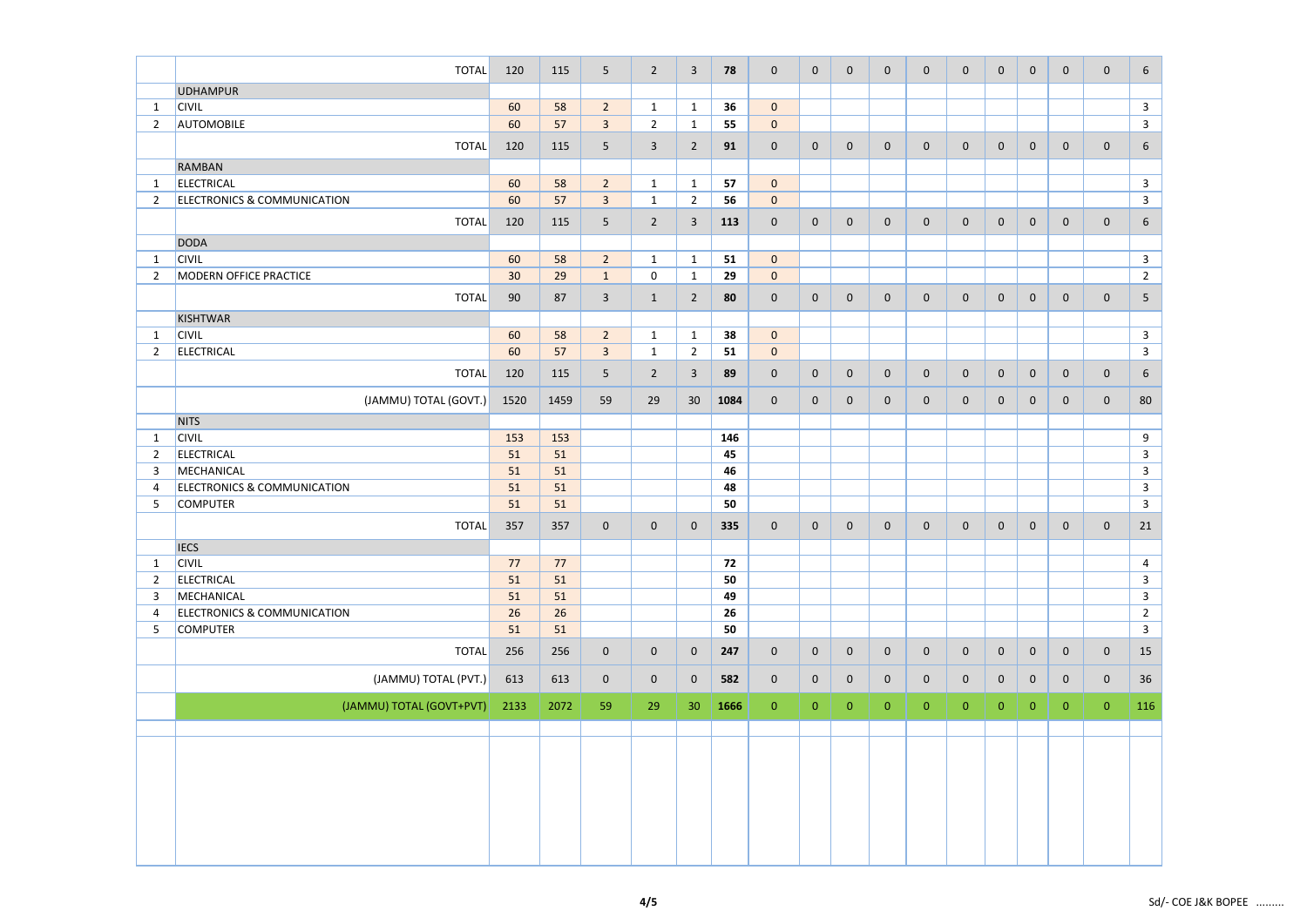| | | | | | | | | | | | | | | | | | | |
|---|---|---|---|---|---|---|---|---|---|---|---|---|---|---|---|---|---|---|
| | TOTAL | 120 | 115 | 5 | 2 | 3 | **78** | 0 | 0 | 0 | 0 | 0 | 0 | 0 | 0 | 0 | 0 | 6 |
| | UDHAMPUR | | | | | | | | | | | | | | | | | |
| 1 | CIVIL | 60 | 58 | 2 | 1 | 1 | **36** | 0 | | | | | | | | | | 3 |
| 2 | AUTOMOBILE | 60 | 57 | 3 | 2 | 1 | **55** | 0 | | | | | | | | | | 3 |
| | TOTAL | 120 | 115 | 5 | 3 | 2 | **91** | 0 | 0 | 0 | 0 | 0 | 0 | 0 | 0 | 0 | 0 | 6 |
| | RAMBAN | | | | | | | | | | | | | | | | | |
| 1 | ELECTRICAL | 60 | 58 | 2 | 1 | 1 | **57** | 0 | | | | | | | | | | 3 |
| 2 | ELECTRONICS & COMMUNICATION | 60 | 57 | 3 | 1 | 2 | **56** | 0 | | | | | | | | | | 3 |
| | TOTAL | 120 | 115 | 5 | 2 | 3 | **113** | 0 | 0 | 0 | 0 | 0 | 0 | 0 | 0 | 0 | 0 | 6 |
| | DODA | | | | | | | | | | | | | | | | | |
| 1 | CIVIL | 60 | 58 | 2 | 1 | 1 | **51** | 0 | | | | | | | | | | 3 |
| 2 | MODERN OFFICE PRACTICE | 30 | 29 | 1 | 0 | 1 | **29** | 0 | | | | | | | | | | 2 |
| | TOTAL | 90 | 87 | 3 | 1 | 2 | **80** | 0 | 0 | 0 | 0 | 0 | 0 | 0 | 0 | 0 | 0 | 5 |
| | KISHTWAR | | | | | | | | | | | | | | | | | |
| 1 | CIVIL | 60 | 58 | 2 | 1 | 1 | **38** | 0 | | | | | | | | | | 3 |
| 2 | ELECTRICAL | 60 | 57 | 3 | 1 | 2 | **51** | 0 | | | | | | | | | | 3 |
| | TOTAL | 120 | 115 | 5 | 2 | 3 | **89** | 0 | 0 | 0 | 0 | 0 | 0 | 0 | 0 | 0 | 0 | 6 |
| | (JAMMU) TOTAL (GOVT.) | 1520 | 1459 | 59 | 29 | 30 | **1084** | 0 | 0 | 0 | 0 | 0 | 0 | 0 | 0 | 0 | 0 | 80 |
| | NITS | | | | | | | | | | | | | | | | | |
| 1 | CIVIL | 153 | 153 | | | | **146** | | | | | | | | | | | 9 |
| 2 | ELECTRICAL | 51 | 51 | | | | **45** | | | | | | | | | | | 3 |
| 3 | MECHANICAL | 51 | 51 | | | | **46** | | | | | | | | | | | 3 |
| 4 | ELECTRONICS & COMMUNICATION | 51 | 51 | | | | **48** | | | | | | | | | | | 3 |
| 5 | COMPUTER | 51 | 51 | | | | **50** | | | | | | | | | | | 3 |
| | TOTAL | 357 | 357 | 0 | 0 | 0 | **335** | 0 | 0 | 0 | 0 | 0 | 0 | 0 | 0 | 0 | 0 | 21 |
| | IECS | | | | | | | | | | | | | | | | | |
| 1 | CIVIL | 77 | 77 | | | | **72** | | | | | | | | | | | 4 |
| 2 | ELECTRICAL | 51 | 51 | | | | **50** | | | | | | | | | | | 3 |
| 3 | MECHANICAL | 51 | 51 | | | | **49** | | | | | | | | | | | 3 |
| 4 | ELECTRONICS & COMMUNICATION | 26 | 26 | | | | **26** | | | | | | | | | | | 2 |
| 5 | COMPUTER | 51 | 51 | | | | **50** | | | | | | | | | | | 3 |
| | TOTAL | 256 | 256 | 0 | 0 | 0 | **247** | 0 | 0 | 0 | 0 | 0 | 0 | 0 | 0 | 0 | 0 | 15 |
| | (JAMMU) TOTAL (PVT.) | 613 | 613 | 0 | 0 | 0 | **582** | 0 | 0 | 0 | 0 | 0 | 0 | 0 | 0 | 0 | 0 | 36 |
| | (JAMMU) TOTAL (GOVT+PVT) | 2133 | 2072 | 59 | 29 | 30 | **1666** | 0 | 0 | 0 | 0 | 0 | 0 | 0 | 0 | 0 | 0 | 116 |

Sd/- COE J&K BOPEE .........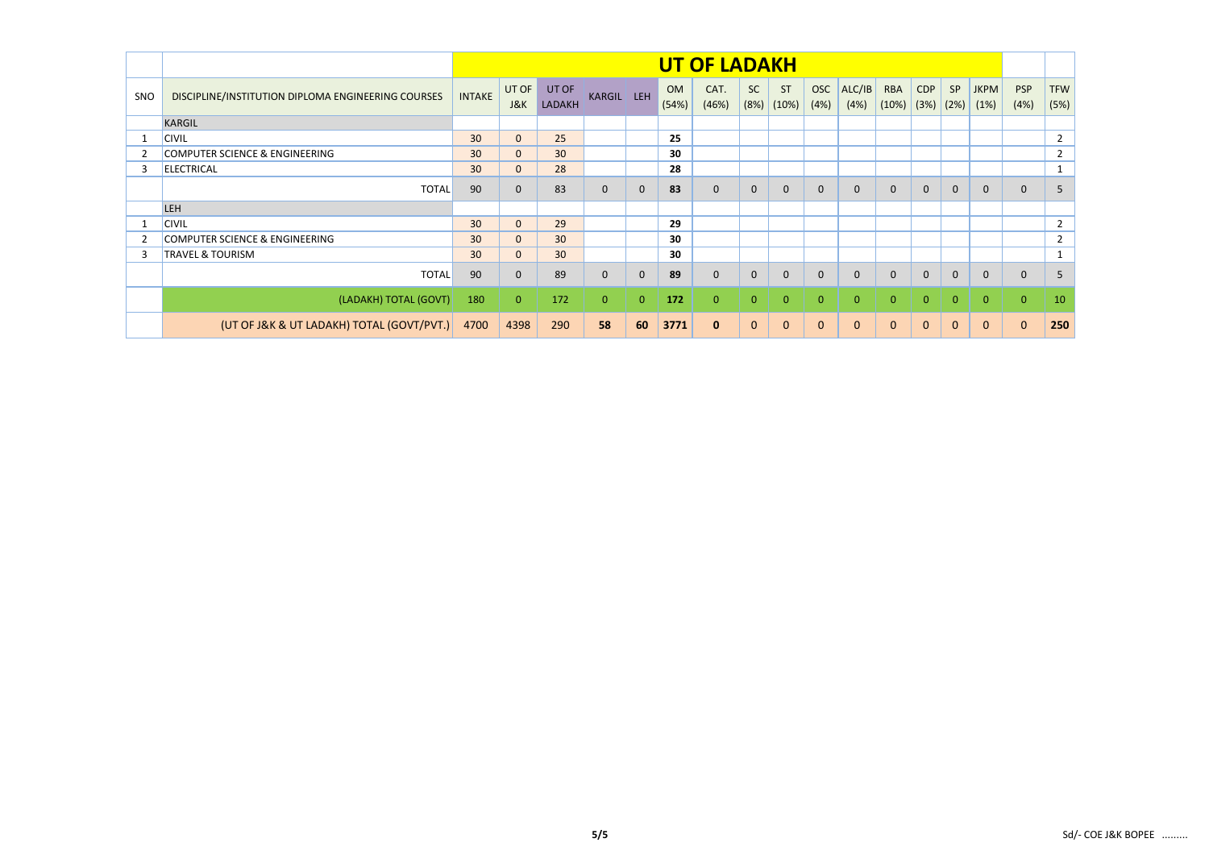| | | UT OF LADAKH | | | | | | | | | | | | | | | |
|---|---|---|---|---|---|---|---|---|---|---|---|---|---|---|---|---|---|
| SNO | DISCIPLINE/INSTITUTION DIPLOMA ENGINEERING COURSES | INTAKE | UT OF J&K | UT OF LADAKH | KARGIL | LEH | OM (54%) | CAT. (46%) | SC (8%) | ST (10%) | OSC (4%) | ALC/IB (4%) | RBA (10%) | CDP (3%) | SP (2%) | JKPM (1%) | PSP (4%) | TFW (5%) |
| | KARGIL | | | | | | | | | | | | | | | | | |
| 1 | CIVIL | 30 | 0 | 25 | | | **25** | | | | | | | | | | | 2 |
| 2 | COMPUTER SCIENCE & ENGINEERING | 30 | 0 | 30 | | | **30** | | | | | | | | | | | 2 |
| 3 | ELECTRICAL | 30 | 0 | 28 | | | **28** | | | | | | | | | | | 1 |
| | TOTAL | 90 | 0 | 83 | 0 | 0 | **83** | 0 | 0 | 0 | 0 | 0 | 0 | 0 | 0 | 0 | 0 | 5 |
| | LEH | | | | | | | | | | | | | | | | | |
| 1 | CIVIL | 30 | 0 | 29 | | | **29** | | | | | | | | | | | 2 |
| 2 | COMPUTER SCIENCE & ENGINEERING | 30 | 0 | 30 | | | **30** | | | | | | | | | | | 2 |
| 3 | TRAVEL & TOURISM | 30 | 0 | 30 | | | **30** | | | | | | | | | | | 1 |
| | TOTAL | 90 | 0 | 89 | 0 | 0 | **89** | 0 | 0 | 0 | 0 | 0 | 0 | 0 | 0 | 0 | 0 | 5 |
| | (LADAKH) TOTAL (GOVT) | 180 | 0 | 172 | 0 | 0 | **172** | 0 | 0 | 0 | 0 | 0 | 0 | 0 | 0 | 0 | 0 | 10 |
| | (UT OF J&K & UT LADAKH) TOTAL (GOVT/PVT.) | 4700 | 4398 | 290 | **58** | **60** | **3771** | **0** | 0 | 0 | 0 | 0 | 0 | 0 | 0 | 0 | 0 | **250** |

Sd/- COE J&K BOPEE .........